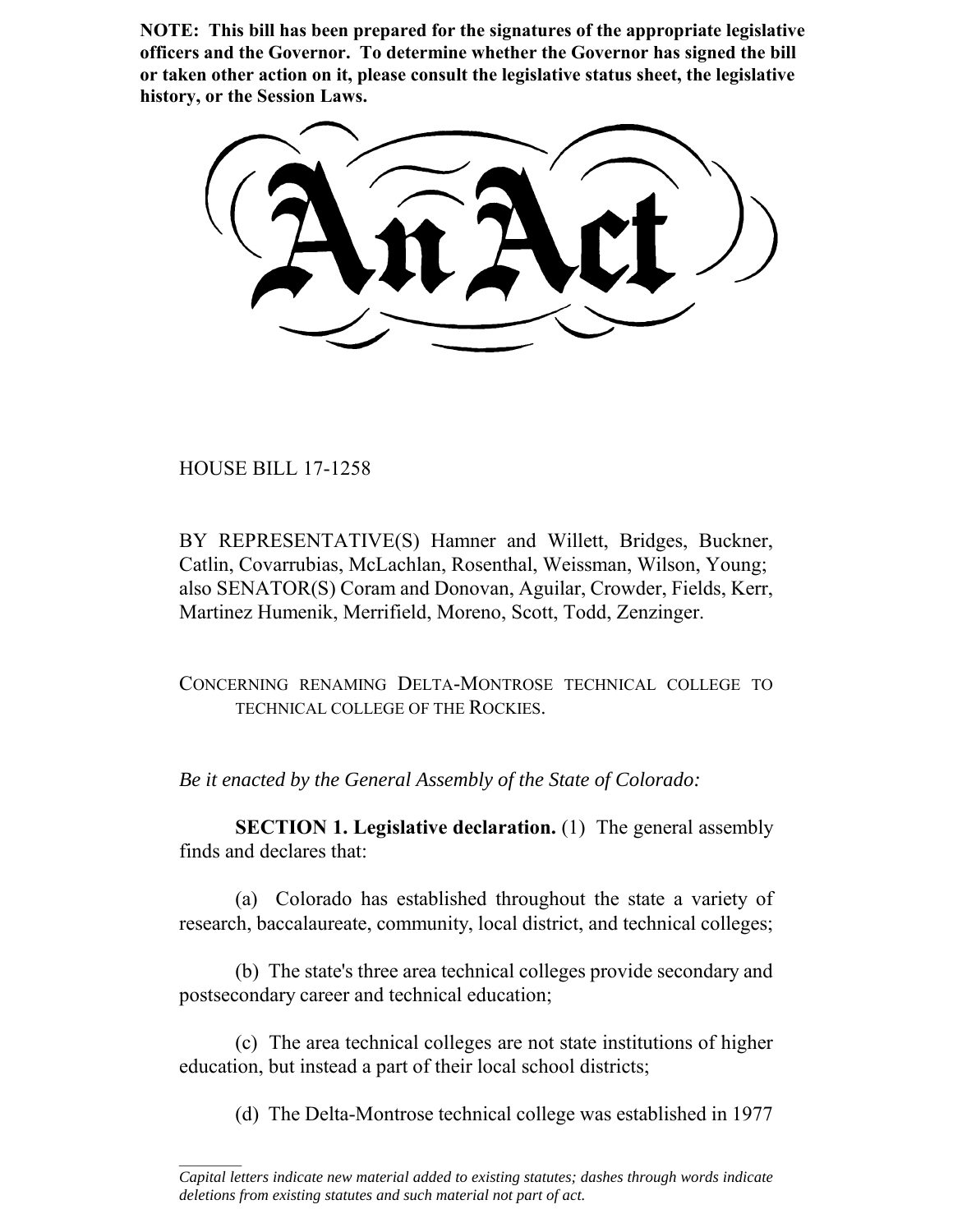**NOTE: This bill has been prepared for the signatures of the appropriate legislative officers and the Governor. To determine whether the Governor has signed the bill or taken other action on it, please consult the legislative status sheet, the legislative history, or the Session Laws.**

# An Act

HOUSE BILL 17-1258

BY REPRESENTATIVE(S) Hamner and Willett, Bridges, Buckner, Catlin, Covarrubias, McLachlan, Rosenthal, Weissman, Wilson, Young; also SENATOR(S) Coram and Donovan, Aguilar, Crowder, Fields, Kerr, Martinez Humenik, Merrifield, Moreno, Scott, Todd, Zenzinger.

CONCERNING RENAMING DELTA-MONTROSE TECHNICAL COLLEGE TO TECHNICAL COLLEGE OF THE ROCKIES.

*Be it enacted by the General Assembly of the State of Colorado:*

**SECTION 1. Legislative declaration.** (1) The general assembly finds and declares that:

(a) Colorado has established throughout the state a variety of research, baccalaureate, community, local district, and technical colleges;

(b) The state's three area technical colleges provide secondary and postsecondary career and technical education;

(c) The area technical colleges are not state institutions of higher education, but instead a part of their local school districts;

(d) The Delta-Montrose technical college was established in 1977

---

*Capital letters indicate new material added to existing statutes; dashes through words indicate deletions from existing statutes and such material not part of act.*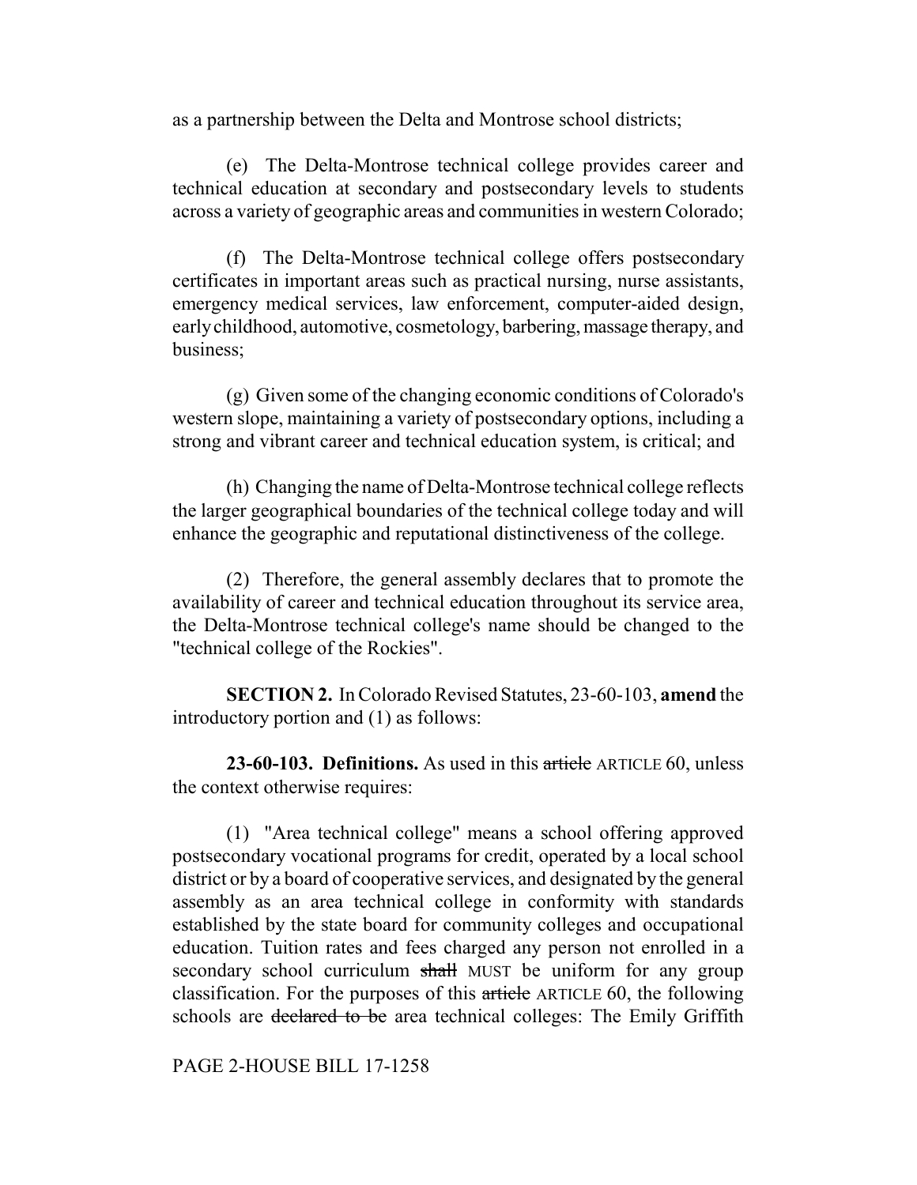as a partnership between the Delta and Montrose school districts;

(e) The Delta-Montrose technical college provides career and technical education at secondary and postsecondary levels to students across a variety of geographic areas and communities in western Colorado;

(f) The Delta-Montrose technical college offers postsecondary certificates in important areas such as practical nursing, nurse assistants, emergency medical services, law enforcement, computer-aided design, early childhood, automotive, cosmetology, barbering, massage therapy, and business;

(g) Given some of the changing economic conditions of Colorado's western slope, maintaining a variety of postsecondary options, including a strong and vibrant career and technical education system, is critical; and

(h) Changing the name of Delta-Montrose technical college reflects the larger geographical boundaries of the technical college today and will enhance the geographic and reputational distinctiveness of the college.

(2) Therefore, the general assembly declares that to promote the availability of career and technical education throughout its service area, the Delta-Montrose technical college's name should be changed to the "technical college of the Rockies".

**SECTION 2.** In Colorado Revised Statutes, 23-60-103, **amend** the introductory portion and (1) as follows:

**23-60-103. Definitions.** As used in this ~~article~~ ARTICLE 60, unless the context otherwise requires:

(1) "Area technical college" means a school offering approved postsecondary vocational programs for credit, operated by a local school district or by a board of cooperative services, and designated by the general assembly as an area technical college in conformity with standards established by the state board for community colleges and occupational education. Tuition rates and fees charged any person not enrolled in a secondary school curriculum ~~shall~~ MUST be uniform for any group classification. For the purposes of this ~~article~~ ARTICLE 60, the following schools are ~~declared to be~~ area technical colleges: The Emily Griffith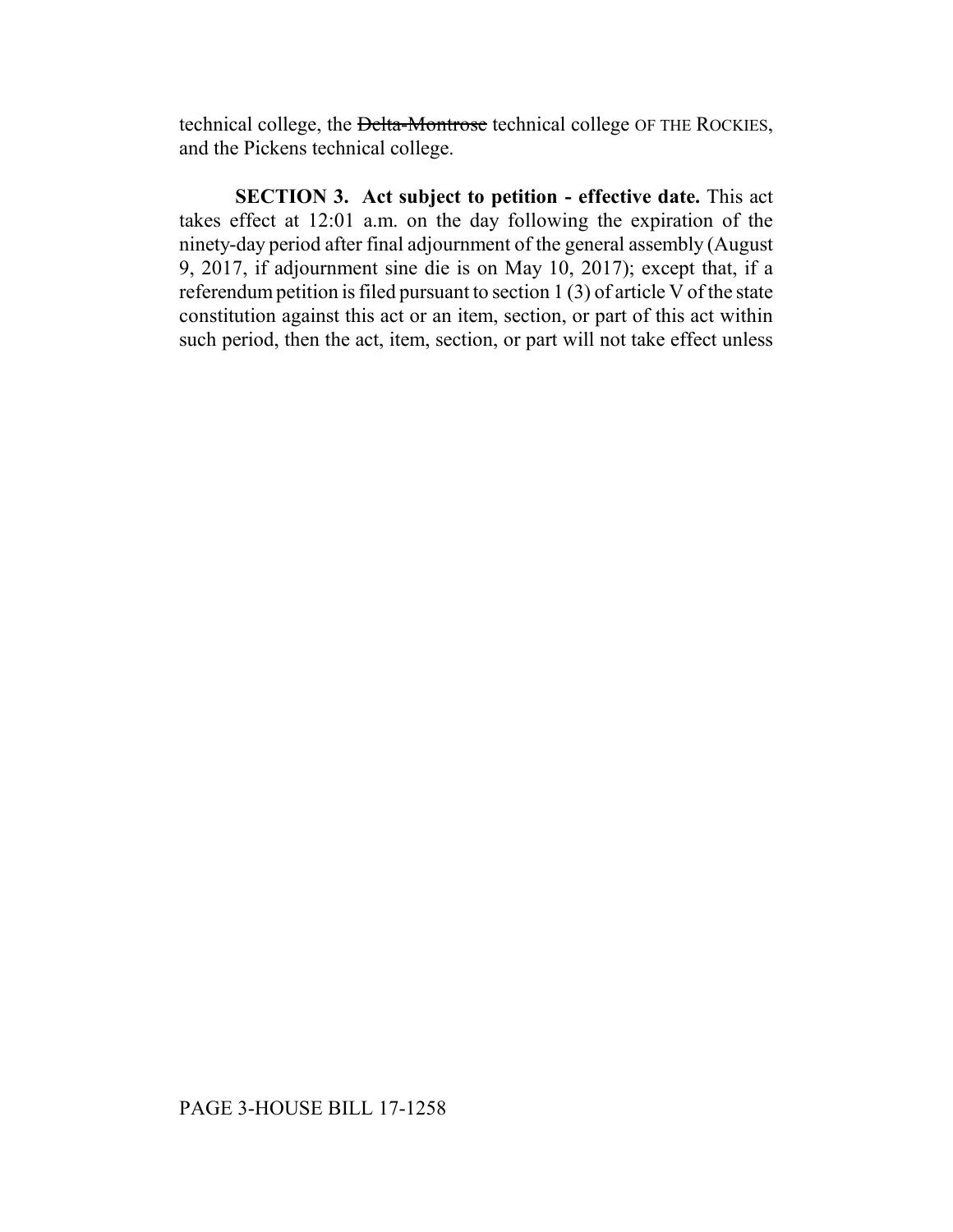technical college, the ~~Delta-Montrose~~ technical college OF THE ROCKIES, and the Pickens technical college.

**SECTION 3. Act subject to petition - effective date.** This act takes effect at 12:01 a.m. on the day following the expiration of the ninety-day period after final adjournment of the general assembly (August 9, 2017, if adjournment sine die is on May 10, 2017); except that, if a referendum petition is filed pursuant to section 1 (3) of article V of the state constitution against this act or an item, section, or part of this act within such period, then the act, item, section, or part will not take effect unless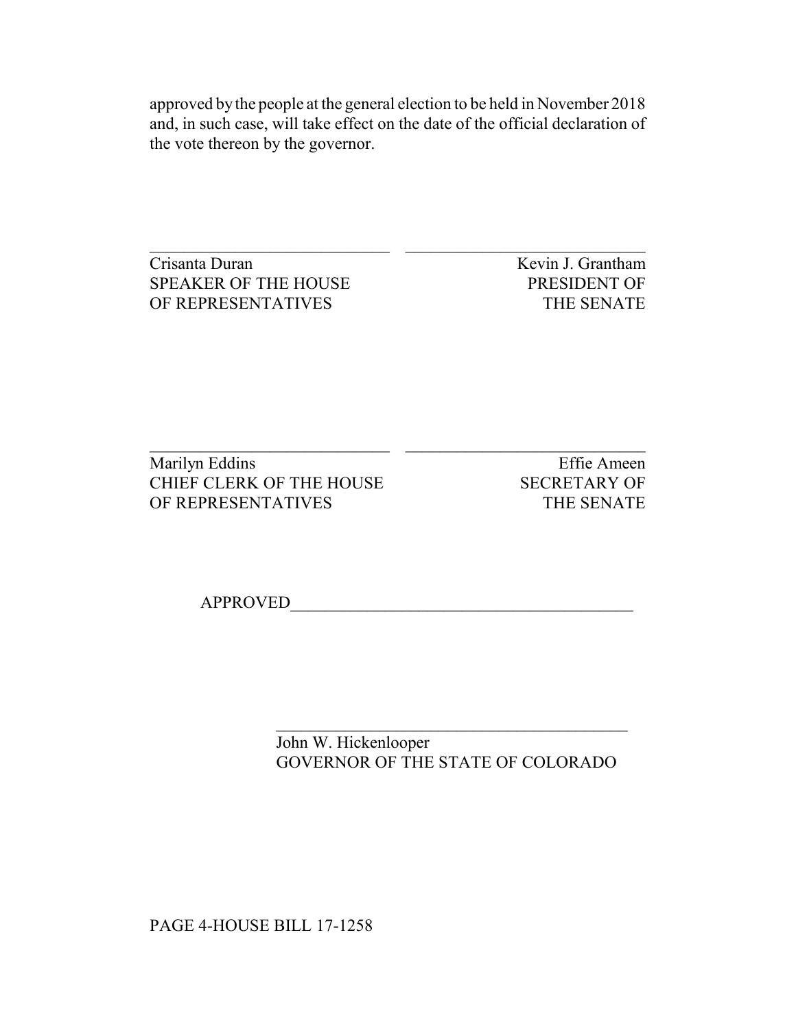approved by the people at the general election to be held in November 2018 and, in such case, will take effect on the date of the official declaration of the vote thereon by the governor.

____________________________
Crisanta Duran
SPEAKER OF THE HOUSE
OF REPRESENTATIVES

____________________________
Kevin J. Grantham
PRESIDENT OF
THE SENATE

____________________________
Marilyn Eddins
CHIEF CLERK OF THE HOUSE
OF REPRESENTATIVES

____________________________
Effie Ameen
SECRETARY OF
THE SENATE

APPROVED________________________________________

____________________________________________
John W. Hickenlooper
GOVERNOR OF THE STATE OF COLORADO

PAGE 4-HOUSE BILL 17-1258